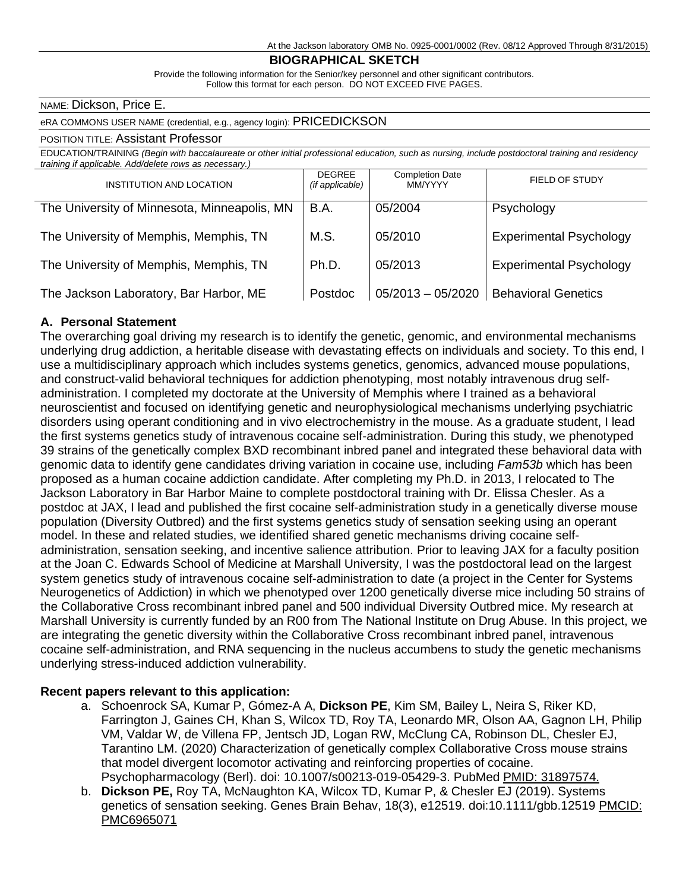At the Jackson laboratory OMB No. 0925-0001/0002 (Rev. 08/12 Approved Through 8/31/2015)

# BIOGRAPHICAL SKETCH

Provide the following information for the Senior/key personnel and other significant contributors.
Follow this format for each person. DO NOT EXCEED FIVE PAGES.

NAME: Dickson, Price E.

eRA COMMONS USER NAME (credential, e.g., agency login): PRICEDICKSON

POSITION TITLE: Assistant Professor

EDUCATION/TRAINING *(Begin with baccalaureate or other initial professional education, such as nursing, include postdoctoral training and residency training if applicable. Add/delete rows as necessary.)*

| INSTITUTION AND LOCATION | DEGREE *(if applicable)* | Completion Date MM/YYYY | FIELD OF STUDY |
|---|---|---|---|
| The University of Minnesota, Minneapolis, MN | B.A. | 05/2004 | Psychology |
| The University of Memphis, Memphis, TN | M.S. | 05/2010 | Experimental Psychology |
| The University of Memphis, Memphis, TN | Ph.D. | 05/2013 | Experimental Psychology |
| The Jackson Laboratory, Bar Harbor, ME | Postdoc | 05/2013 – 05/2020 | Behavioral Genetics |

## A. Personal Statement

The overarching goal driving my research is to identify the genetic, genomic, and environmental mechanisms underlying drug addiction, a heritable disease with devastating effects on individuals and society. To this end, I use a multidisciplinary approach which includes systems genetics, genomics, advanced mouse populations, and construct-valid behavioral techniques for addiction phenotyping, most notably intravenous drug self-administration. I completed my doctorate at the University of Memphis where I trained as a behavioral neuroscientist and focused on identifying genetic and neurophysiological mechanisms underlying psychiatric disorders using operant conditioning and in vivo electrochemistry in the mouse. As a graduate student, I lead the first systems genetics study of intravenous cocaine self-administration. During this study, we phenotyped 39 strains of the genetically complex BXD recombinant inbred panel and integrated these behavioral data with genomic data to identify gene candidates driving variation in cocaine use, including *Fam53b* which has been proposed as a human cocaine addiction candidate. After completing my Ph.D. in 2013, I relocated to The Jackson Laboratory in Bar Harbor Maine to complete postdoctoral training with Dr. Elissa Chesler. As a postdoc at JAX, I lead and published the first cocaine self-administration study in a genetically diverse mouse population (Diversity Outbred) and the first systems genetics study of sensation seeking using an operant model. In these and related studies, we identified shared genetic mechanisms driving cocaine self-administration, sensation seeking, and incentive salience attribution. Prior to leaving JAX for a faculty position at the Joan C. Edwards School of Medicine at Marshall University, I was the postdoctoral lead on the largest system genetics study of intravenous cocaine self-administration to date (a project in the Center for Systems Neurogenetics of Addiction) in which we phenotyped over 1200 genetically diverse mice including 50 strains of the Collaborative Cross recombinant inbred panel and 500 individual Diversity Outbred mice. My research at Marshall University is currently funded by an R00 from The National Institute on Drug Abuse. In this project, we are integrating the genetic diversity within the Collaborative Cross recombinant inbred panel, intravenous cocaine self-administration, and RNA sequencing in the nucleus accumbens to study the genetic mechanisms underlying stress-induced addiction vulnerability.

**Recent papers relevant to this application:**

a. Schoenrock SA, Kumar P, Gómez-A A, **Dickson PE**, Kim SM, Bailey L, Neira S, Riker KD, Farrington J, Gaines CH, Khan S, Wilcox TD, Roy TA, Leonardo MR, Olson AA, Gagnon LH, Philip VM, Valdar W, de Villena FP, Jentsch JD, Logan RW, McClung CA, Robinson DL, Chesler EJ, Tarantino LM. (2020) Characterization of genetically complex Collaborative Cross mouse strains that model divergent locomotor activating and reinforcing properties of cocaine. Psychopharmacology (Berl). doi: 10.1007/s00213-019-05429-3. PubMed PMID: 31897574.
b. **Dickson PE,** Roy TA, McNaughton KA, Wilcox TD, Kumar P, & Chesler EJ (2019). Systems genetics of sensation seeking. Genes Brain Behav, 18(3), e12519. doi:10.1111/gbb.12519 PMCID: PMC6965071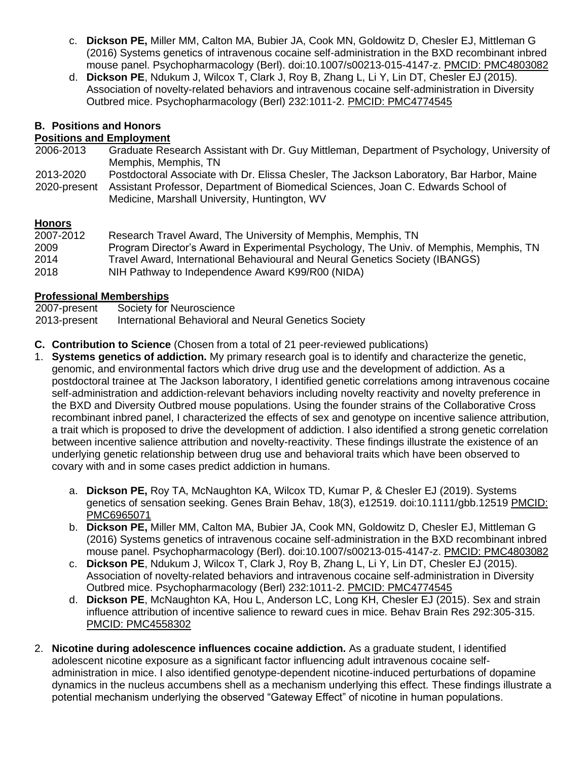c. **Dickson PE,** Miller MM, Calton MA, Bubier JA, Cook MN, Goldowitz D, Chesler EJ, Mittleman G (2016) Systems genetics of intravenous cocaine self-administration in the BXD recombinant inbred mouse panel. Psychopharmacology (Berl). doi:10.1007/s00213-015-4147-z. PMCID: PMC4803082

d. **Dickson PE**, Ndukum J, Wilcox T, Clark J, Roy B, Zhang L, Li Y, Lin DT, Chesler EJ (2015). Association of novelty-related behaviors and intravenous cocaine self-administration in Diversity Outbred mice. Psychopharmacology (Berl) 232:1011-2. PMCID: PMC4774545

### B. Positions and Honors

**Positions and Employment**

| | |
|---|---|
| 2006-2013 | Graduate Research Assistant with Dr. Guy Mittleman, Department of Psychology, University of Memphis, Memphis, TN |
| 2013-2020 | Postdoctoral Associate with Dr. Elissa Chesler, The Jackson Laboratory, Bar Harbor, Maine |
| 2020-present | Assistant Professor, Department of Biomedical Sciences, Joan C. Edwards School of Medicine, Marshall University, Huntington, WV |

**Honors**

| | |
|---|---|
| 2007-2012 | Research Travel Award, The University of Memphis, Memphis, TN |
| 2009 | Program Director's Award in Experimental Psychology, The Univ. of Memphis, Memphis, TN |
| 2014 | Travel Award, International Behavioural and Neural Genetics Society (IBANGS) |
| 2018 | NIH Pathway to Independence Award K99/R00 (NIDA) |

**Professional Memberships**

| | |
|---|---|
| 2007-present | Society for Neuroscience |
| 2013-present | International Behavioral and Neural Genetics Society |

### C. Contribution to Science (Chosen from a total of 21 peer-reviewed publications)

1. **Systems genetics of addiction.** My primary research goal is to identify and characterize the genetic, genomic, and environmental factors which drive drug use and the development of addiction. As a postdoctoral trainee at The Jackson laboratory, I identified genetic correlations among intravenous cocaine self-administration and addiction-relevant behaviors including novelty reactivity and novelty preference in the BXD and Diversity Outbred mouse populations. Using the founder strains of the Collaborative Cross recombinant inbred panel, I characterized the effects of sex and genotype on incentive salience attribution, a trait which is proposed to drive the development of addiction. I also identified a strong genetic correlation between incentive salience attribution and novelty-reactivity. These findings illustrate the existence of an underlying genetic relationship between drug use and behavioral traits which have been observed to covary with and in some cases predict addiction in humans.

   a. **Dickson PE,** Roy TA, McNaughton KA, Wilcox TD, Kumar P, & Chesler EJ (2019). Systems genetics of sensation seeking. Genes Brain Behav, 18(3), e12519. doi:10.1111/gbb.12519 PMCID: PMC6965071

   b. **Dickson PE,** Miller MM, Calton MA, Bubier JA, Cook MN, Goldowitz D, Chesler EJ, Mittleman G (2016) Systems genetics of intravenous cocaine self-administration in the BXD recombinant inbred mouse panel. Psychopharmacology (Berl). doi:10.1007/s00213-015-4147-z. PMCID: PMC4803082

   c. **Dickson PE**, Ndukum J, Wilcox T, Clark J, Roy B, Zhang L, Li Y, Lin DT, Chesler EJ (2015). Association of novelty-related behaviors and intravenous cocaine self-administration in Diversity Outbred mice. Psychopharmacology (Berl) 232:1011-2. PMCID: PMC4774545

   d. **Dickson PE**, McNaughton KA, Hou L, Anderson LC, Long KH, Chesler EJ (2015). Sex and strain influence attribution of incentive salience to reward cues in mice. Behav Brain Res 292:305-315. PMCID: PMC4558302

2. **Nicotine during adolescence influences cocaine addiction.** As a graduate student, I identified adolescent nicotine exposure as a significant factor influencing adult intravenous cocaine self-administration in mice. I also identified genotype-dependent nicotine-induced perturbations of dopamine dynamics in the nucleus accumbens shell as a mechanism underlying this effect. These findings illustrate a potential mechanism underlying the observed "Gateway Effect" of nicotine in human populations.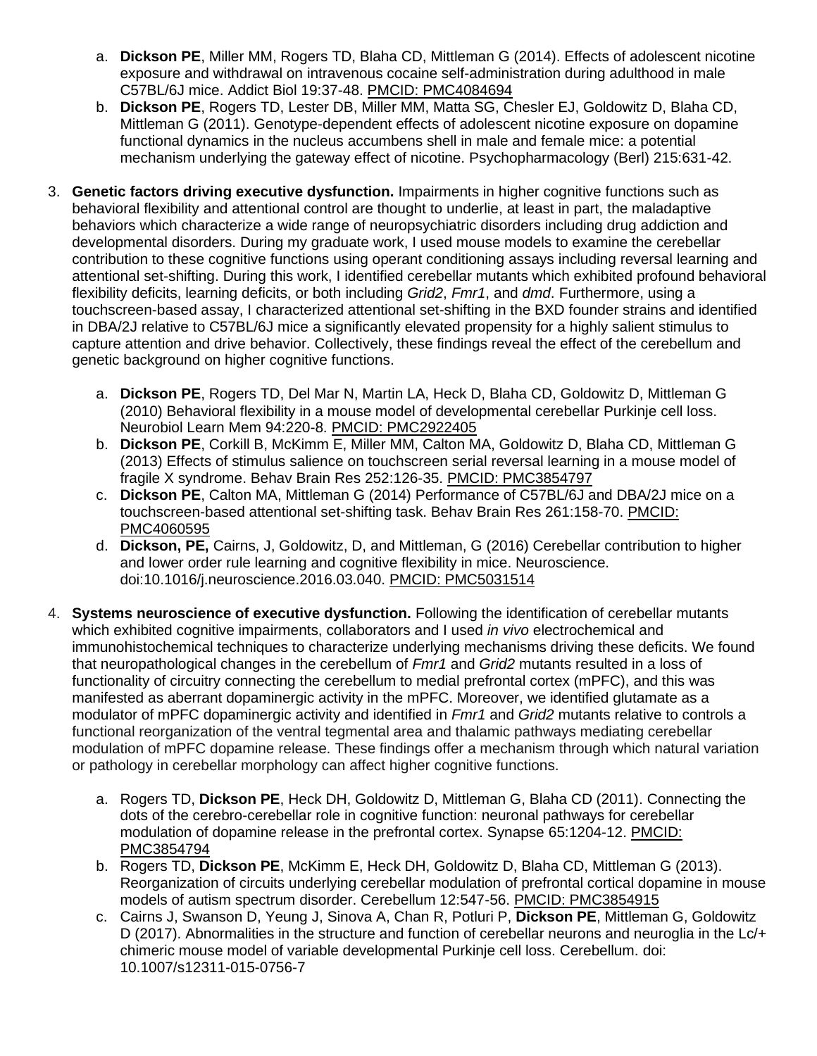a. **Dickson PE**, Miller MM, Rogers TD, Blaha CD, Mittleman G (2014). Effects of adolescent nicotine exposure and withdrawal on intravenous cocaine self-administration during adulthood in male C57BL/6J mice. Addict Biol 19:37-48. PMCID: PMC4084694
   b. **Dickson PE**, Rogers TD, Lester DB, Miller MM, Matta SG, Chesler EJ, Goldowitz D, Blaha CD, Mittleman G (2011). Genotype-dependent effects of adolescent nicotine exposure on dopamine functional dynamics in the nucleus accumbens shell in male and female mice: a potential mechanism underlying the gateway effect of nicotine. Psychopharmacology (Berl) 215:631-42.

3. **Genetic factors driving executive dysfunction.** Impairments in higher cognitive functions such as behavioral flexibility and attentional control are thought to underlie, at least in part, the maladaptive behaviors which characterize a wide range of neuropsychiatric disorders including drug addiction and developmental disorders. During my graduate work, I used mouse models to examine the cerebellar contribution to these cognitive functions using operant conditioning assays including reversal learning and attentional set-shifting. During this work, I identified cerebellar mutants which exhibited profound behavioral flexibility deficits, learning deficits, or both including *Grid2*, *Fmr1*, and *dmd*. Furthermore, using a touchscreen-based assay, I characterized attentional set-shifting in the BXD founder strains and identified in DBA/2J relative to C57BL/6J mice a significantly elevated propensity for a highly salient stimulus to capture attention and drive behavior. Collectively, these findings reveal the effect of the cerebellum and genetic background on higher cognitive functions.

   a. **Dickson PE**, Rogers TD, Del Mar N, Martin LA, Heck D, Blaha CD, Goldowitz D, Mittleman G (2010) Behavioral flexibility in a mouse model of developmental cerebellar Purkinje cell loss. Neurobiol Learn Mem 94:220-8. PMCID: PMC2922405
   b. **Dickson PE**, Corkill B, McKimm E, Miller MM, Calton MA, Goldowitz D, Blaha CD, Mittleman G (2013) Effects of stimulus salience on touchscreen serial reversal learning in a mouse model of fragile X syndrome. Behav Brain Res 252:126-35. PMCID: PMC3854797
   c. **Dickson PE**, Calton MA, Mittleman G (2014) Performance of C57BL/6J and DBA/2J mice on a touchscreen-based attentional set-shifting task. Behav Brain Res 261:158-70. PMCID: PMC4060595
   d. **Dickson, PE,** Cairns, J, Goldowitz, D, and Mittleman, G (2016) Cerebellar contribution to higher and lower order rule learning and cognitive flexibility in mice. Neuroscience. doi:10.1016/j.neuroscience.2016.03.040. PMCID: PMC5031514

4. **Systems neuroscience of executive dysfunction.** Following the identification of cerebellar mutants which exhibited cognitive impairments, collaborators and I used *in vivo* electrochemical and immunohistochemical techniques to characterize underlying mechanisms driving these deficits. We found that neuropathological changes in the cerebellum of *Fmr1* and *Grid2* mutants resulted in a loss of functionality of circuitry connecting the cerebellum to medial prefrontal cortex (mPFC), and this was manifested as aberrant dopaminergic activity in the mPFC. Moreover, we identified glutamate as a modulator of mPFC dopaminergic activity and identified in *Fmr1* and *Grid2* mutants relative to controls a functional reorganization of the ventral tegmental area and thalamic pathways mediating cerebellar modulation of mPFC dopamine release. These findings offer a mechanism through which natural variation or pathology in cerebellar morphology can affect higher cognitive functions.

   a. Rogers TD, **Dickson PE**, Heck DH, Goldowitz D, Mittleman G, Blaha CD (2011). Connecting the dots of the cerebro-cerebellar role in cognitive function: neuronal pathways for cerebellar modulation of dopamine release in the prefrontal cortex. Synapse 65:1204-12. PMCID: PMC3854794
   b. Rogers TD, **Dickson PE**, McKimm E, Heck DH, Goldowitz D, Blaha CD, Mittleman G (2013). Reorganization of circuits underlying cerebellar modulation of prefrontal cortical dopamine in mouse models of autism spectrum disorder. Cerebellum 12:547-56. PMCID: PMC3854915
   c. Cairns J, Swanson D, Yeung J, Sinova A, Chan R, Potluri P, **Dickson PE**, Mittleman G, Goldowitz D (2017). Abnormalities in the structure and function of cerebellar neurons and neuroglia in the Lc/+ chimeric mouse model of variable developmental Purkinje cell loss. Cerebellum. doi: 10.1007/s12311-015-0756-7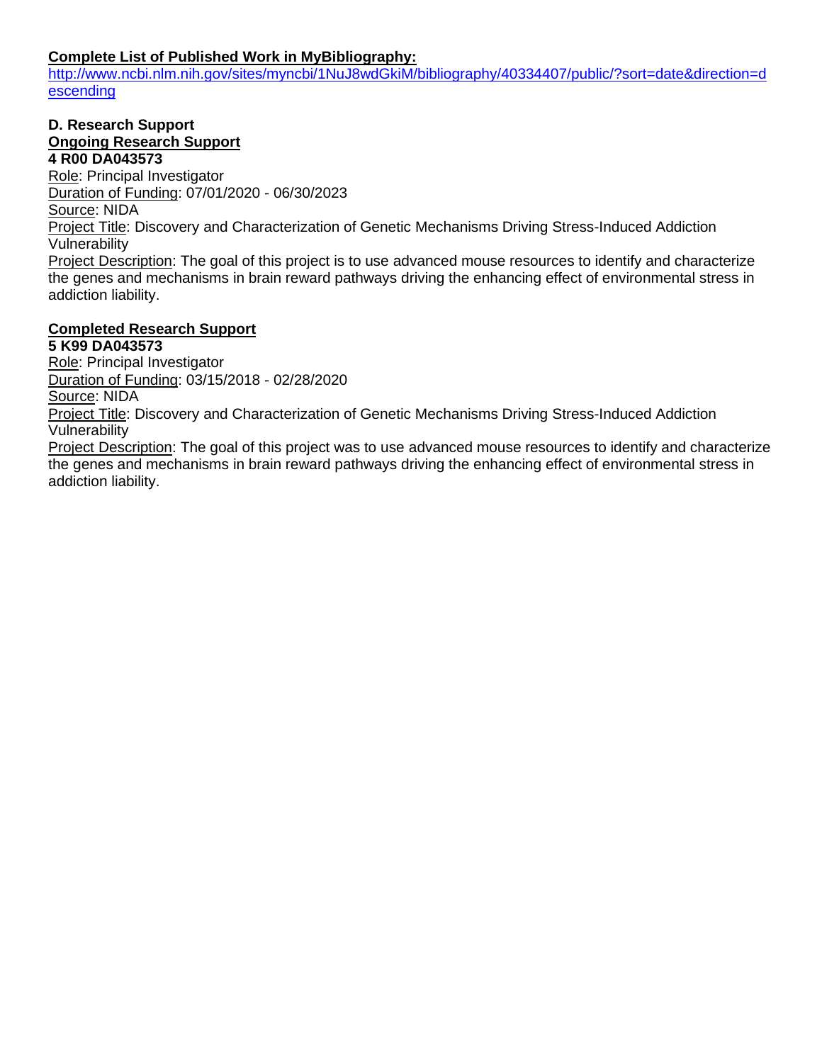**Complete List of Published Work in MyBibliography:**
[http://www.ncbi.nlm.nih.gov/sites/myncbi/1NuJ8wdGkiM/bibliography/40334407/public/?sort=date&direction=descending](http://www.ncbi.nlm.nih.gov/sites/myncbi/1NuJ8wdGkiM/bibliography/40334407/public/?sort=date&direction=descending)

**D. Research Support**

**Ongoing Research Support**

**4 R00 DA043573**
Role: Principal Investigator
Duration of Funding: 07/01/2020 - 06/30/2023
Source: NIDA
Project Title: Discovery and Characterization of Genetic Mechanisms Driving Stress-Induced Addiction Vulnerability
Project Description: The goal of this project is to use advanced mouse resources to identify and characterize the genes and mechanisms in brain reward pathways driving the enhancing effect of environmental stress in addiction liability.

**Completed Research Support**

**5 K99 DA043573**
Role: Principal Investigator
Duration of Funding: 03/15/2018 - 02/28/2020
Source: NIDA
Project Title: Discovery and Characterization of Genetic Mechanisms Driving Stress-Induced Addiction Vulnerability
Project Description: The goal of this project was to use advanced mouse resources to identify and characterize the genes and mechanisms in brain reward pathways driving the enhancing effect of environmental stress in addiction liability.